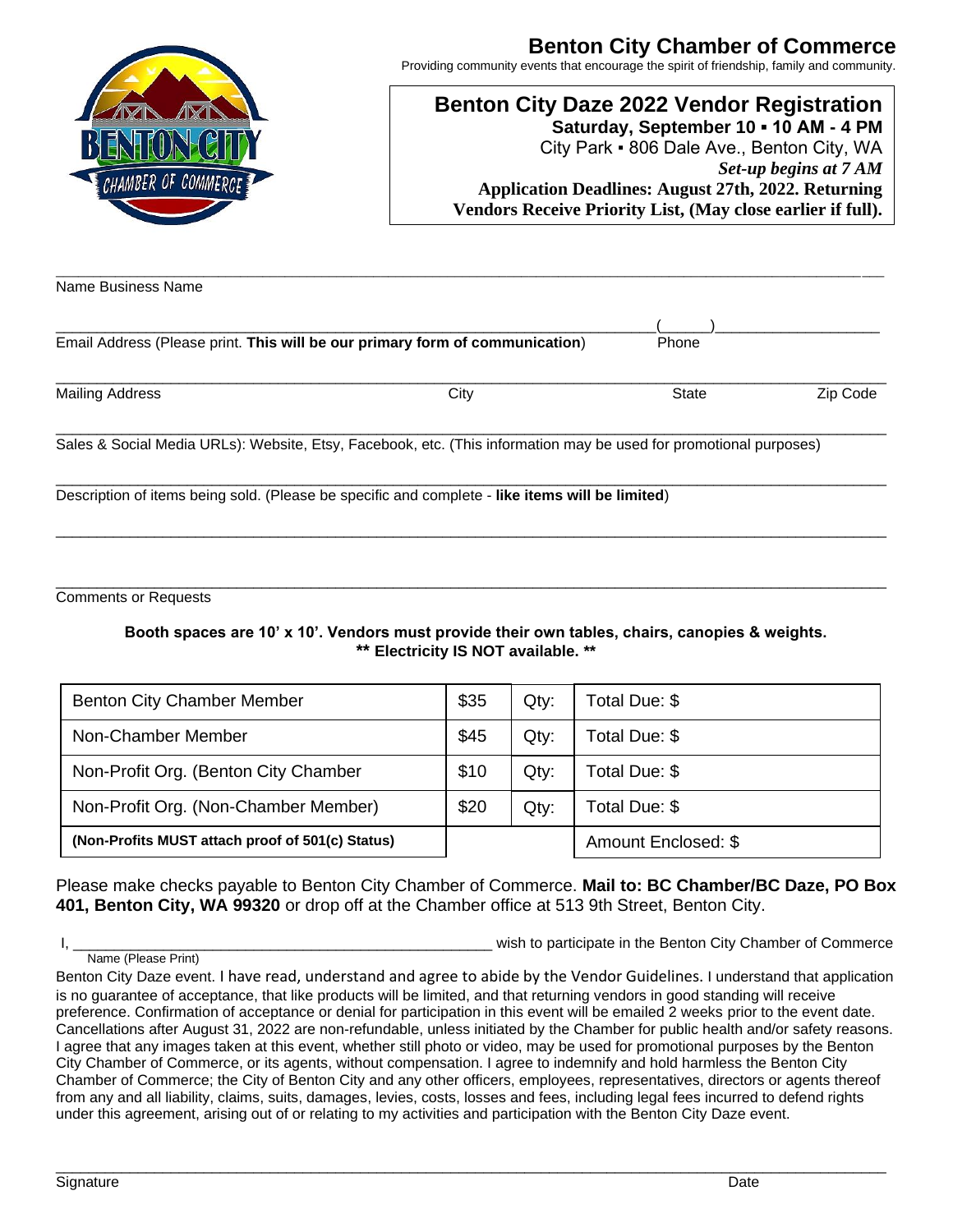# Benton City Chamber of Commerce

Providing community events that encourage the spirit of friendship, family and community.

## Benton City Daze 2022 Vendor Registration

**Saturday, September 10 ▪ 10 AM - 4 PM**

City Park ▪ 806 Dale Ave., Benton City, WA

***Set-up begins at 7 AM***

**Application Deadlines: August 27th, 2022. Returning Vendors Receive Priority List, (May close earlier if full).**

\_\_\_\_\_\_\_\_\_\_\_\_\_\_\_\_\_\_\_\_\_\_\_\_\_\_\_\_\_\_\_\_\_\_\_\_\_\_\_\_\_\_\_\_\_\_\_\_\_\_\_\_\_\_\_\_\_\_\_\_\_\_\_\_\_\_\_\_\_\_\_\_\_\_\_\_\_\_

Name Business Name

\_\_\_\_\_\_\_\_\_\_\_\_\_\_\_\_\_\_\_\_\_\_\_\_\_\_\_\_\_\_\_\_\_\_\_\_\_\_\_\_\_\_\_\_\_\_\_\_\_\_\_\_\_\_\_\_\_\_ (\_\_\_\_\_)\_\_\_\_\_\_\_\_\_\_\_\_\_\_\_\_\_

Email Address (Please print. **This will be our primary form of communication**) Phone

\_\_\_\_\_\_\_\_\_\_\_\_\_\_\_\_\_\_\_\_\_\_\_\_\_\_\_\_\_\_\_\_\_\_\_\_\_\_\_\_\_\_\_\_\_\_\_\_\_\_\_\_\_\_\_\_\_\_\_\_\_\_\_\_\_\_\_\_\_\_\_\_\_\_\_\_\_\_

Mailing Address City State Zip Code

\_\_\_\_\_\_\_\_\_\_\_\_\_\_\_\_\_\_\_\_\_\_\_\_\_\_\_\_\_\_\_\_\_\_\_\_\_\_\_\_\_\_\_\_\_\_\_\_\_\_\_\_\_\_\_\_\_\_\_\_\_\_\_\_\_\_\_\_\_\_\_\_\_\_\_\_\_\_

Sales & Social Media URLs): Website, Etsy, Facebook, etc. (This information may be used for promotional purposes)

\_\_\_\_\_\_\_\_\_\_\_\_\_\_\_\_\_\_\_\_\_\_\_\_\_\_\_\_\_\_\_\_\_\_\_\_\_\_\_\_\_\_\_\_\_\_\_\_\_\_\_\_\_\_\_\_\_\_\_\_\_\_\_\_\_\_\_\_\_\_\_\_\_\_\_\_\_\_

Description of items being sold. (Please be specific and complete - **like items will be limited**)

\_\_\_\_\_\_\_\_\_\_\_\_\_\_\_\_\_\_\_\_\_\_\_\_\_\_\_\_\_\_\_\_\_\_\_\_\_\_\_\_\_\_\_\_\_\_\_\_\_\_\_\_\_\_\_\_\_\_\_\_\_\_\_\_\_\_\_\_\_\_\_\_\_\_\_\_\_\_

\_\_\_\_\_\_\_\_\_\_\_\_\_\_\_\_\_\_\_\_\_\_\_\_\_\_\_\_\_\_\_\_\_\_\_\_\_\_\_\_\_\_\_\_\_\_\_\_\_\_\_\_\_\_\_\_\_\_\_\_\_\_\_\_\_\_\_\_\_\_\_\_\_\_\_\_\_\_

Comments or Requests

**Booth spaces are 10' x 10'. Vendors must provide their own tables, chairs, canopies & weights.**
**\*\* Electricity IS NOT available. \*\***

| | | | |
|---|---|---|---|
| Benton City Chamber Member | $35 | Qty: | Total Due: $ |
| Non-Chamber Member | $45 | Qty: | Total Due: $ |
| Non-Profit Org. (Benton City Chamber | $10 | Qty: | Total Due: $ |
| Non-Profit Org. (Non-Chamber Member) | $20 | Qty: | Total Due: $ |
| **(Non-Profits MUST attach proof of 501(c) Status)** | | | Amount Enclosed: $ |

Please make checks payable to Benton City Chamber of Commerce. **Mail to: BC Chamber/BC Daze, PO Box 401, Benton City, WA 99320** or drop off at the Chamber office at 513 9th Street, Benton City.

I, \_\_\_\_\_\_\_\_\_\_\_\_\_\_\_\_\_\_\_\_\_\_\_\_\_\_\_\_\_\_\_\_\_\_\_\_\_\_\_\_\_\_\_\_\_\_\_\_ wish to participate in the Benton City Chamber of Commerce
Name (Please Print)

Benton City Daze event. I have read, understand and agree to abide by the Vendor Guidelines. I understand that application is no guarantee of acceptance, that like products will be limited, and that returning vendors in good standing will receive preference. Confirmation of acceptance or denial for participation in this event will be emailed 2 weeks prior to the event date. Cancellations after August 31, 2022 are non-refundable, unless initiated by the Chamber for public health and/or safety reasons. I agree that any images taken at this event, whether still photo or video, may be used for promotional purposes by the Benton City Chamber of Commerce, or its agents, without compensation. I agree to indemnify and hold harmless the Benton City Chamber of Commerce; the City of Benton City and any other officers, employees, representatives, directors or agents thereof from any and all liability, claims, suits, damages, levies, costs, losses and fees, including legal fees incurred to defend rights under this agreement, arising out of or relating to my activities and participation with the Benton City Daze event.

\_\_\_\_\_\_\_\_\_\_\_\_\_\_\_\_\_\_\_\_\_\_\_\_\_\_\_\_\_\_\_\_\_\_\_\_\_\_\_\_\_\_\_\_\_\_\_\_\_\_\_\_\_\_\_\_\_\_\_\_\_\_\_\_\_\_\_\_\_\_\_\_\_\_\_\_\_\_

Signature Date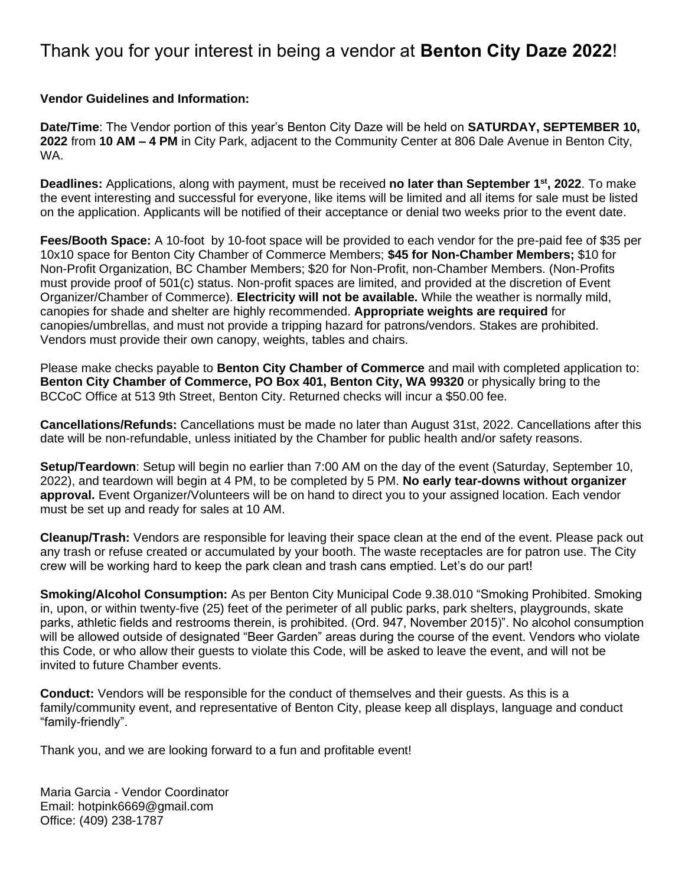# Thank you for your interest in being a vendor at **Benton City Daze 2022**!

**Vendor Guidelines and Information:**

**Date/Time**: The Vendor portion of this year's Benton City Daze will be held on **SATURDAY, SEPTEMBER 10, 2022** from **10 AM – 4 PM** in City Park, adjacent to the Community Center at 806 Dale Avenue in Benton City, WA.

**Deadlines:** Applications, along with payment, must be received **no later than September 1st, 2022**. To make the event interesting and successful for everyone, like items will be limited and all items for sale must be listed on the application. Applicants will be notified of their acceptance or denial two weeks prior to the event date.

**Fees/Booth Space:** A 10-foot by 10-foot space will be provided to each vendor for the pre-paid fee of $35 per 10x10 space for Benton City Chamber of Commerce Members; **$45 for Non-Chamber Members;** $10 for Non-Profit Organization, BC Chamber Members; $20 for Non-Profit, non-Chamber Members. (Non-Profits must provide proof of 501(c) status. Non-profit spaces are limited, and provided at the discretion of Event Organizer/Chamber of Commerce). **Electricity will not be available.** While the weather is normally mild, canopies for shade and shelter are highly recommended. **Appropriate weights are required** for canopies/umbrellas, and must not provide a tripping hazard for patrons/vendors. Stakes are prohibited. Vendors must provide their own canopy, weights, tables and chairs.

Please make checks payable to **Benton City Chamber of Commerce** and mail with completed application to: **Benton City Chamber of Commerce, PO Box 401, Benton City, WA 99320** or physically bring to the BCCoC Office at 513 9th Street, Benton City. Returned checks will incur a $50.00 fee.

**Cancellations/Refunds:** Cancellations must be made no later than August 31st, 2022. Cancellations after this date will be non-refundable, unless initiated by the Chamber for public health and/or safety reasons.

**Setup/Teardown**: Setup will begin no earlier than 7:00 AM on the day of the event (Saturday, September 10, 2022), and teardown will begin at 4 PM, to be completed by 5 PM. **No early tear-downs without organizer approval.** Event Organizer/Volunteers will be on hand to direct you to your assigned location. Each vendor must be set up and ready for sales at 10 AM.

**Cleanup/Trash:** Vendors are responsible for leaving their space clean at the end of the event. Please pack out any trash or refuse created or accumulated by your booth. The waste receptacles are for patron use. The City crew will be working hard to keep the park clean and trash cans emptied. Let's do our part!

**Smoking/Alcohol Consumption:** As per Benton City Municipal Code 9.38.010 "Smoking Prohibited. Smoking in, upon, or within twenty-five (25) feet of the perimeter of all public parks, park shelters, playgrounds, skate parks, athletic fields and restrooms therein, is prohibited. (Ord. 947, November 2015)". No alcohol consumption will be allowed outside of designated "Beer Garden" areas during the course of the event. Vendors who violate this Code, or who allow their guests to violate this Code, will be asked to leave the event, and will not be invited to future Chamber events.

**Conduct:** Vendors will be responsible for the conduct of themselves and their guests. As this is a family/community event, and representative of Benton City, please keep all displays, language and conduct "family-friendly".

Thank you, and we are looking forward to a fun and profitable event!

Maria Garcia - Vendor Coordinator
Email: hotpink6669@gmail.com
Office: (409) 238-1787